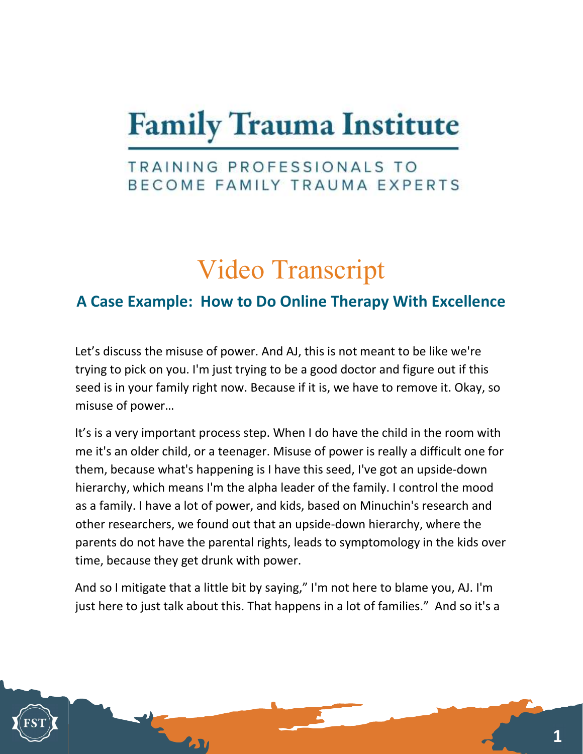# Family Trauma Institute

TRAINING PROFESSIONALS TO BECOME FAMILY TRAUMA EXPERTS

## Video Transcript

### A Case Example: How to Do Online Therapy With Excellence

Let's discuss the misuse of power. And AJ, this is not meant to be like we're trying to pick on you. I'm just trying to be a good doctor and figure out if this seed is in your family right now. Because if it is, we have to remove it. Okay, so misuse of power…

It's is a very important process step. When I do have the child in the room with me it's an older child, or a teenager. Misuse of power is really a difficult one for them, because what's happening is I have this seed, I've got an upside-down hierarchy, which means I'm the alpha leader of the family. I control the mood as a family. I have a lot of power, and kids, based on Minuchin's research and other researchers, we found out that an upside-down hierarchy, where the parents do not have the parental rights, leads to symptomology in the kids over time, because they get drunk with power.

And so I mitigate that a little bit by saying," I'm not here to blame you, AJ. I'm just here to just talk about this. That happens in a lot of families." And so it's a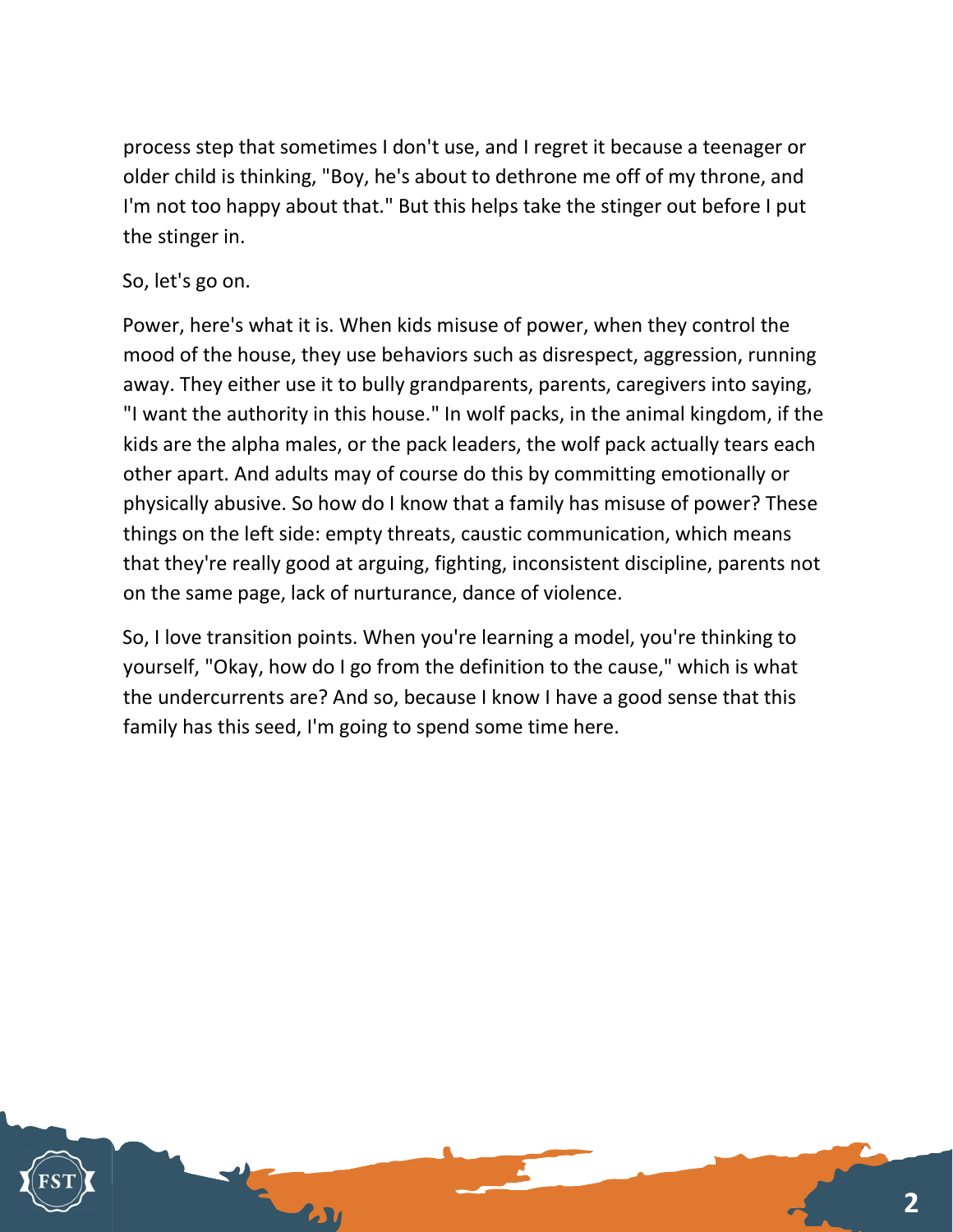process step that sometimes I don't use, and I regret it because a teenager or older child is thinking, "Boy, he's about to dethrone me off of my throne, and I'm not too happy about that." But this helps take the stinger out before I put the stinger in.

So, let's go on.

Power, here's what it is. When kids misuse of power, when they control the mood of the house, they use behaviors such as disrespect, aggression, running away. They either use it to bully grandparents, parents, caregivers into saying, "I want the authority in this house." In wolf packs, in the animal kingdom, if the kids are the alpha males, or the pack leaders, the wolf pack actually tears each other apart. And adults may of course do this by committing emotionally or physically abusive. So how do I know that a family has misuse of power? These things on the left side: empty threats, caustic communication, which means that they're really good at arguing, fighting, inconsistent discipline, parents not on the same page, lack of nurturance, dance of violence.

So, I love transition points. When you're learning a model, you're thinking to yourself, "Okay, how do I go from the definition to the cause," which is what the undercurrents are? And so, because I know I have a good sense that this family has this seed, I'm going to spend some time here.